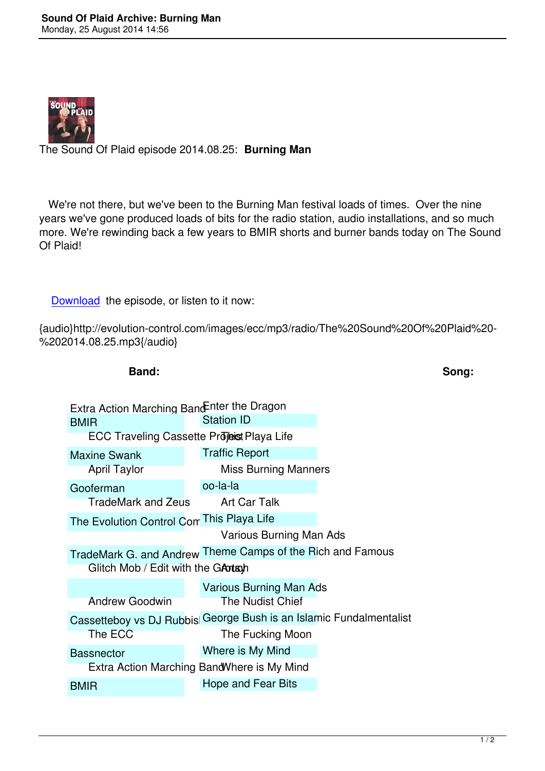The Sound Of Plaid episode 2014.08.25: **Burning Man**

We're not there, but we've been to the Burning Man festival loads of times. Over the nine years we've gone produced loads of bits for the radio station, audio installations, and so much more. We're rewinding back a few years to BMIR shorts and burner bands today on The Sound Of Plaid!

Download the episode, or listen to it now:

{audio}http://evolution-control.com/images/ecc/mp3/radio/The%20Sound%20Of%20Plaid%20-%202014.08.25.mp3{/audio}

| Band: | Song: |
|---|---|
| Extra Action Marching Band | Enter the Dragon |
| BMIR | Station ID |
| ECC Traveling Cassette Project | This Playa Life |
| Maxine Swank | Traffic Report |
| April Taylor | Miss Burning Manners |
| Gooferman | oo-la-la |
| TradeMark and Zeus | Art Car Talk |
| The Evolution Control Com | This Playa Life |
| | Various Burning Man Ads |
| TradeMark G. and Andrew | Theme Camps of the Rich and Famous |
| Glitch Mob / Edit with the Group | Antch |
| | Various Burning Man Ads |
| Andrew Goodwin | The Nudist Chief |
| Cassetteboy vs DJ Rubbis | George Bush is an Islamic Fundalmentalist |
| The ECC | The Fucking Moon |
| Bassnector | Where is My Mind |
| Extra Action Marching Band | Where is My Mind |
| BMIR | Hope and Fear Bits |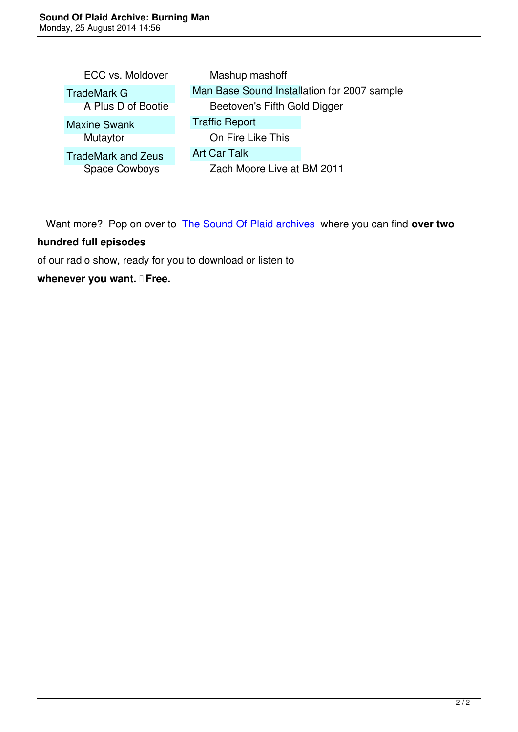| | |
|---|---|
| ECC vs. Moldover | Mashup mashoff |
| TradeMark G | Man Base Sound Installation for 2007 sample |
| A Plus D of Bootie | Beetoven's Fifth Gold Digger |
| Maxine Swank | Traffic Report |
| Mutaytor | On Fire Like This |
| TradeMark and Zeus | Art Car Talk |
| Space Cowboys | Zach Moore Live at BM 2011 |

Want more? Pop on over to [The Sound Of Plaid archives](#) where you can find **over two hundred full episodes** of our radio show, ready for you to download or listen to **whenever you want.  Free.**